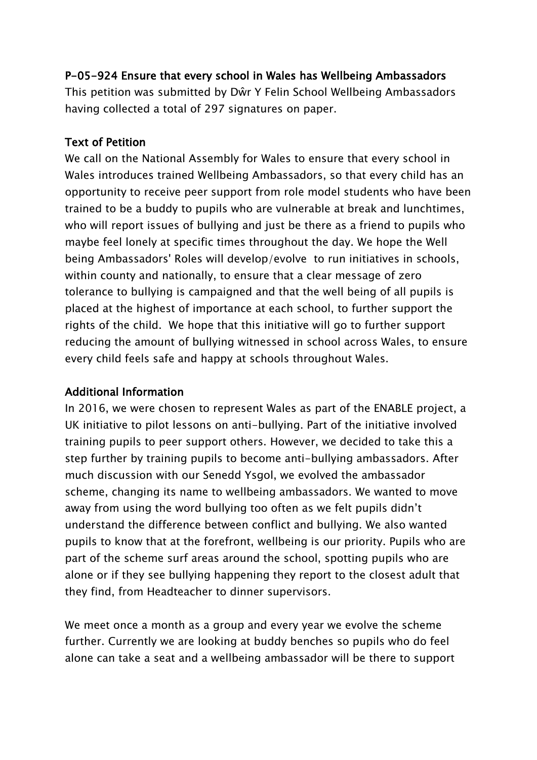**P-05-924 Ensure that every school in Wales has Wellbeing Ambassadors**

This petition was submitted by Dŵr Y Felin School Wellbeing Ambassadors having collected a total of 297 signatures on paper.

**Text of Petition**

We call on the National Assembly for Wales to ensure that every school in Wales introduces trained Wellbeing Ambassadors, so that every child has an opportunity to receive peer support from role model students who have been trained to be a buddy to pupils who are vulnerable at break and lunchtimes, who will report issues of bullying and just be there as a friend to pupils who maybe feel lonely at specific times throughout the day. We hope the Well being Ambassadors' Roles will develop/evolve to run initiatives in schools, within county and nationally, to ensure that a clear message of zero tolerance to bullying is campaigned and that the well being of all pupils is placed at the highest of importance at each school, to further support the rights of the child. We hope that this initiative will go to further support reducing the amount of bullying witnessed in school across Wales, to ensure every child feels safe and happy at schools throughout Wales.

**Additional Information**

In 2016, we were chosen to represent Wales as part of the ENABLE project, a UK initiative to pilot lessons on anti-bullying. Part of the initiative involved training pupils to peer support others. However, we decided to take this a step further by training pupils to become anti-bullying ambassadors. After much discussion with our Senedd Ysgol, we evolved the ambassador scheme, changing its name to wellbeing ambassadors. We wanted to move away from using the word bullying too often as we felt pupils didn't understand the difference between conflict and bullying. We also wanted pupils to know that at the forefront, wellbeing is our priority. Pupils who are part of the scheme surf areas around the school, spotting pupils who are alone or if they see bullying happening they report to the closest adult that they find, from Headteacher to dinner supervisors.

We meet once a month as a group and every year we evolve the scheme further. Currently we are looking at buddy benches so pupils who do feel alone can take a seat and a wellbeing ambassador will be there to support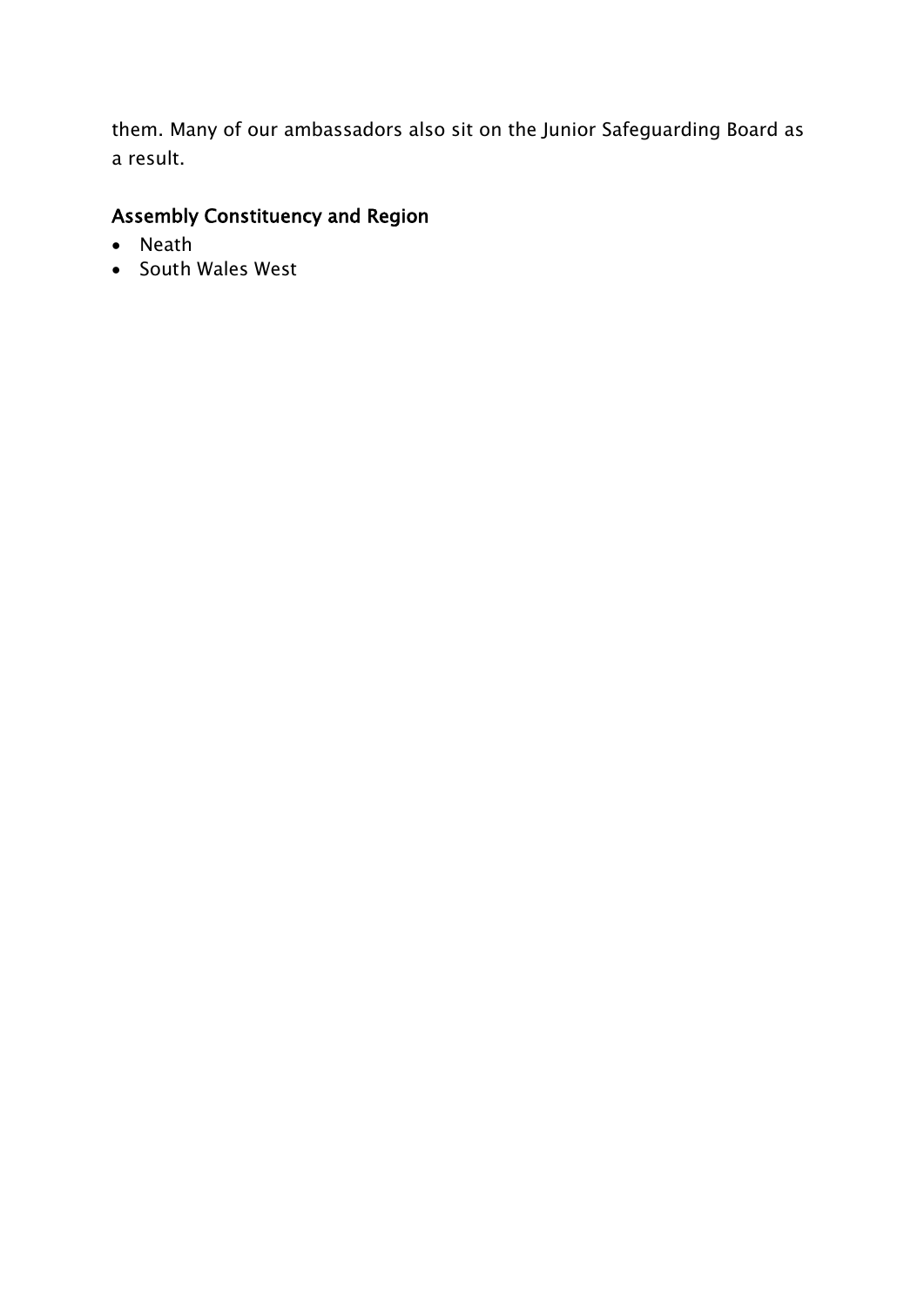them. Many of our ambassadors also sit on the Junior Safeguarding Board as a result.

## Assembly Constituency and Region

- Neath
- South Wales West